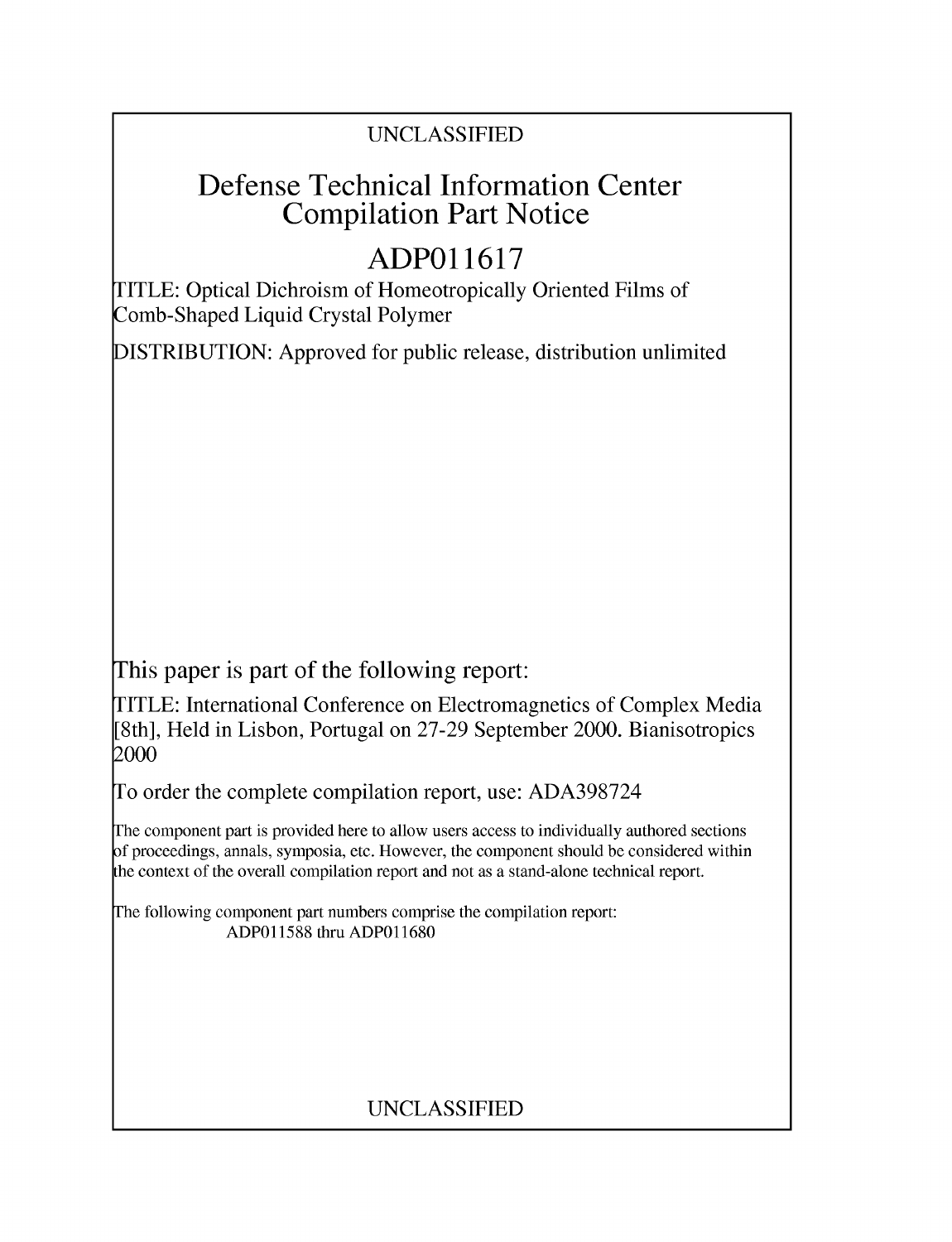UNCLASSIFIED

# Defense Technical Information Center Compilation Part Notice

# ADP011617

TITLE: Optical Dichroism of Homeotropically Oriented Films of Comb-Shaped Liquid Crystal Polymer

DISTRIBUTION: Approved for public release, distribution unlimited

This paper is part of the following report:

TITLE: International Conference on Electromagnetics of Complex Media [8th], Held in Lisbon, Portugal on 27-29 September 2000. Bianisotropics 2000

To order the complete compilation report, use: ADA398724

The component part is provided here to allow users access to individually authored sections of proceedings, annals, symposia, etc. However, the component should be considered within the context of the overall compilation report and not as a stand-alone technical report.

The following component part numbers comprise the compilation report:
ADP011588 thru ADP011680

UNCLASSIFIED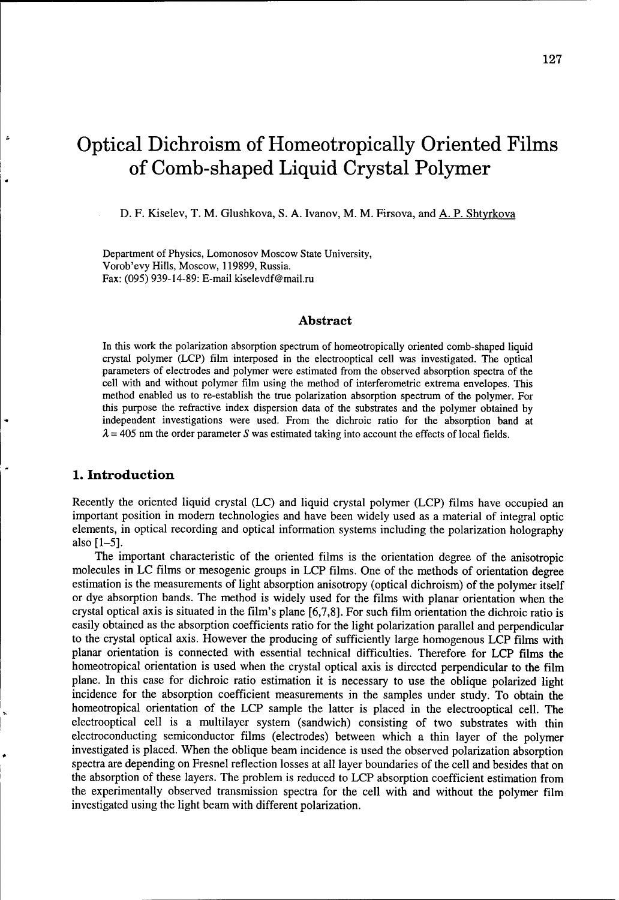# Optical Dichroism of Homeotropically Oriented Films of Comb-shaped Liquid Crystal Polymer

D. F. Kiselev, T. M. Glushkova, S. A. Ivanov, M. M. Firsova, and A. P. Shtyrkova

Department of Physics, Lomonosov Moscow State University,
Vorob'evy Hills, Moscow, 119899, Russia.
Fax: (095) 939-14-89: E-mail kiselevdf@mail.ru

### Abstract

In this work the polarization absorption spectrum of homeotropically oriented comb-shaped liquid crystal polymer (LCP) film interposed in the electrooptical cell was investigated. The optical parameters of electrodes and polymer were estimated from the observed absorption spectra of the cell with and without polymer film using the method of interferometric extrema envelopes. This method enabled us to re-establish the true polarization absorption spectrum of the polymer. For this purpose the refractive index dispersion data of the substrates and the polymer obtained by independent investigations were used. From the dichroic ratio for the absorption band at $\lambda = 405$ nm the order parameter $S$ was estimated taking into account the effects of local fields.

## 1. Introduction

Recently the oriented liquid crystal (LC) and liquid crystal polymer (LCP) films have occupied an important position in modern technologies and have been widely used as a material of integral optic elements, in optical recording and optical information systems including the polarization holography also [1–5].

The important characteristic of the oriented films is the orientation degree of the anisotropic molecules in LC films or mesogenic groups in LCP films. One of the methods of orientation degree estimation is the measurements of light absorption anisotropy (optical dichroism) of the polymer itself or dye absorption bands. The method is widely used for the films with planar orientation when the crystal optical axis is situated in the film's plane [6,7,8]. For such film orientation the dichroic ratio is easily obtained as the absorption coefficients ratio for the light polarization parallel and perpendicular to the crystal optical axis. However the producing of sufficiently large homogenous LCP films with planar orientation is connected with essential technical difficulties. Therefore for LCP films the homeotropical orientation is used when the crystal optical axis is directed perpendicular to the film plane. In this case for dichroic ratio estimation it is necessary to use the oblique polarized light incidence for the absorption coefficient measurements in the samples under study. To obtain the homeotropical orientation of the LCP sample the latter is placed in the electrooptical cell. The electrooptical cell is a multilayer system (sandwich) consisting of two substrates with thin electroconducting semiconductor films (electrodes) between which a thin layer of the polymer investigated is placed. When the oblique beam incidence is used the observed polarization absorption spectra are depending on Fresnel reflection losses at all layer boundaries of the cell and besides that on the absorption of these layers. The problem is reduced to LCP absorption coefficient estimation from the experimentally observed transmission spectra for the cell with and without the polymer film investigated using the light beam with different polarization.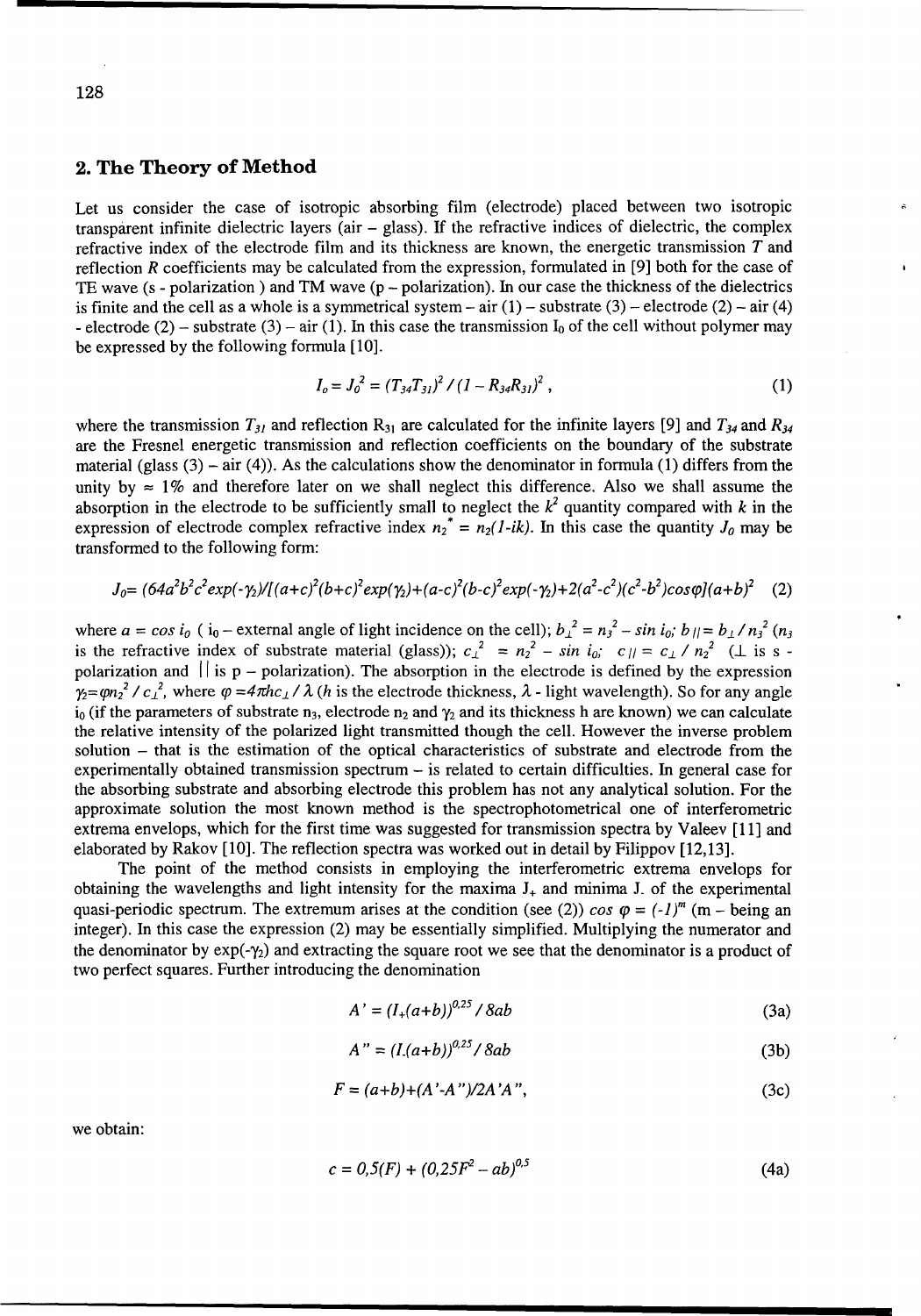## 2. The Theory of Method

Let us consider the case of isotropic absorbing film (electrode) placed between two isotropic transparent infinite dielectric layers (air – glass). If the refractive indices of dielectric, the complex refractive index of the electrode film and its thickness are known, the energetic transmission $T$ and reflection $R$ coefficients may be calculated from the expression, formulated in [9] both for the case of TE wave (s - polarization ) and TM wave (p – polarization). In our case the thickness of the dielectrics is finite and the cell as a whole is a symmetrical system – air (1) – substrate (3) – electrode (2) – air (4) - electrode (2) – substrate (3) – air (1). In this case the transmission $I_0$ of the cell without polymer may be expressed by the following formula [10].

$$I_o = J_o^2 = (T_{34}T_{31})^2 / (1 - R_{34}R_{31})^2 , \tag{1}$$

where the transmission $T_{31}$ and reflection $R_{31}$ are calculated for the infinite layers [9] and $T_{34}$ and $R_{34}$ are the Fresnel energetic transmission and reflection coefficients on the boundary of the substrate material (glass (3) – air (4)). As the calculations show the denominator in formula (1) differs from the unity by $\approx$ 1% and therefore later on we shall neglect this difference. Also we shall assume the absorption in the electrode to be sufficiently small to neglect the $k^2$ quantity compared with $k$ in the expression of electrode complex refractive index $n_2^* = n_2(1-ik)$. In this case the quantity $J_o$ may be transformed to the following form:

$$J_o= (64a^2b^2c^2exp(-\gamma_2)/[(a+c)^2(b+c)^2exp(\gamma_2)+(a-c)^2(b-c)^2exp(-\gamma_2)+2(a^2-c^2)(c^2-b^2)cos\varphi](a+b)^2 \tag{2}$$

where $a = cos\ i_0$ ( $i_0$ – external angle of light incidence on the cell); $b_\perp^2 = n_3^2 - sin\ i_0$; $b_{||} = b_\perp / n_3^2$ ($n_3$ is the refractive index of substrate material (glass)); $c_\perp^2 = n_2^2 - sin\ i_0$; $c_{||} = c_\perp / n_2^2$ ($\perp$ is s - polarization and $||$ is p – polarization). The absorption in the electrode is defined by the expression $\gamma_2 = \varphi n_2^2 / c_\perp^2$, where $\varphi = 4\pi hc_\perp / \lambda$ ($h$ is the electrode thickness, $\lambda$ - light wavelength). So for any angle $i_0$ (if the parameters of substrate $n_3$, electrode $n_2$ and $\gamma_2$ and its thickness h are known) we can calculate the relative intensity of the polarized light transmitted though the cell. However the inverse problem solution – that is the estimation of the optical characteristics of substrate and electrode from the experimentally obtained transmission spectrum – is related to certain difficulties. In general case for the absorbing substrate and absorbing electrode this problem has not any analytical solution. For the approximate solution the most known method is the spectrophotometrical one of interferometric extrema envelops, which for the first time was suggested for transmission spectra by Valeev [11] and elaborated by Rakov [10]. The reflection spectra was worked out in detail by Filippov [12,13].

The point of the method consists in employing the interferometric extrema envelops for obtaining the wavelengths and light intensity for the maxima $J_+$ and minima $J_-$ of the experimental quasi-periodic spectrum. The extremum arises at the condition (see (2)) $cos\ \varphi = (-1)^m$ (m – being an integer). In this case the expression (2) may be essentially simplified. Multiplying the numerator and the denominator by $exp(-\gamma_2)$ and extracting the square root we see that the denominator is a product of two perfect squares. Further introducing the denomination

$$A' = (I_+(a+b))^{0,25} / 8ab \tag{3a}$$

$$A'' = (I_-(a+b))^{0,25} / 8ab \tag{3b}$$

$$F = (a+b)+(A'-A'')/2A'A'', \tag{3c}$$

we obtain:

$$c = 0,5(F) + (0,25F^2 - ab)^{0,5} \tag{4a}$$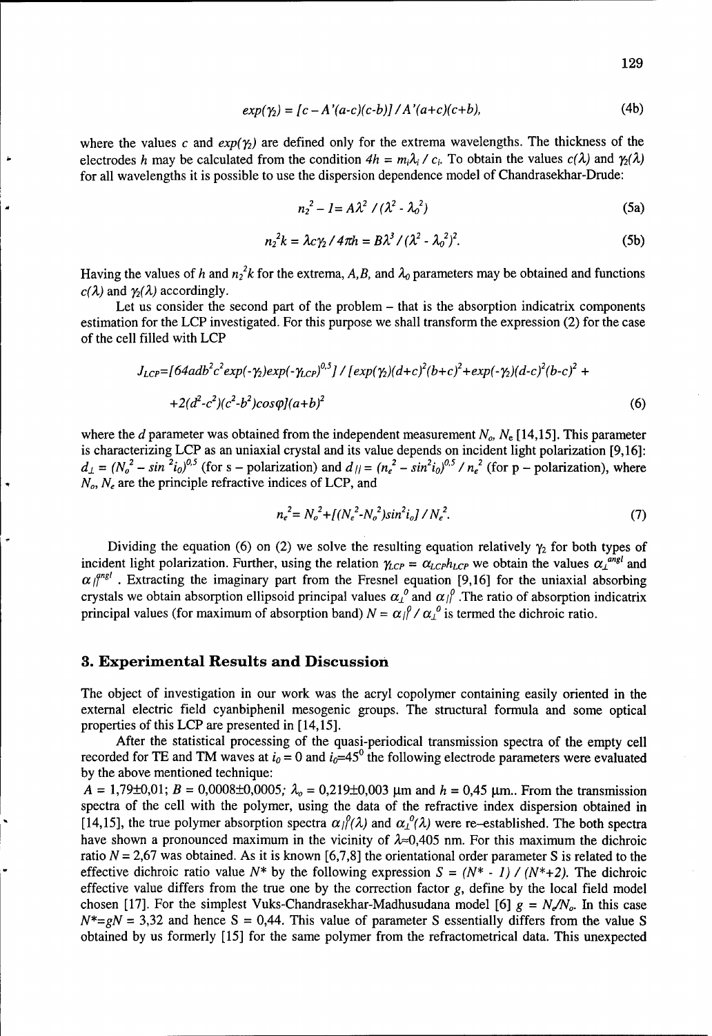$$exp(\gamma_2) = [c - A'(a-c)(c-b)] / A'(a+c)(c+b), \tag{4b}$$

where the values $c$ and $exp(\gamma_2)$ are defined only for the extrema wavelengths. The thickness of the electrodes $h$ may be calculated from the condition $4h = m_i\lambda_i / c_i$. To obtain the values $c(\lambda)$ and $\gamma_2(\lambda)$ for all wavelengths it is possible to use the dispersion dependence model of Chandrasekhar-Drude:

$$n_2^2 - 1 = A\lambda^2 / (\lambda^2 - \lambda_0^2) \tag{5a}$$

$$n_2^2 k = \lambda c \gamma_2 / 4\pi h = B\lambda^3 / (\lambda^2 - \lambda_0^2)^2. \tag{5b}$$

Having the values of $h$ and $n_2^2 k$ for the extrema, $A, B$, and $\lambda_0$ parameters may be obtained and functions $c(\lambda)$ and $\gamma_2(\lambda)$ accordingly.

Let us consider the second part of the problem – that is the absorption indicatrix components estimation for the LCP investigated. For this purpose we shall transform the expression (2) for the case of the cell filled with LCP

$$J_{LCP} = [64adb^2c^2 exp(-\gamma_2) exp(-\gamma_{LCP})^{0,5}] / [exp(\gamma_2)(d+c)^2(b+c)^2 + exp(-\gamma_2)(d-c)^2(b-c)^2 +$$

$$+ 2(d^2-c^2)(c^2-b^2)cos\varphi](a+b)^2 \tag{6}$$

where the $d$ parameter was obtained from the independent measurement $N_o$, $N_e$ [14,15]. This parameter is characterizing LCP as an uniaxial crystal and its value depends on incident light polarization [9,16]: $d_{\perp} = (N_o^2 - \sin^2 i_0)^{0.5}$ (for s – polarization) and $d_{//} = (n_e^2 - \sin^2 i_0)^{0.5} / n_e^2$ (for p – polarization), where $N_o$, $N_e$ are the principle refractive indices of LCP, and

$$n_e^2 = N_o^2 + [(N_e^2 - N_o^2)\sin^2 i_o] / N_e^2. \tag{7}$$

Dividing the equation (6) on (2) we solve the resulting equation relatively $\gamma_2$ for both types of incident light polarization. Further, using the relation $\gamma_{LCP} = \alpha_{LCP} h_{LCP}$ we obtain the values $\alpha_{\perp}^{angl}$ and $\alpha_{//}^{angl}$. Extracting the imaginary part from the Fresnel equation [9,16] for the uniaxial absorbing crystals we obtain absorption ellipsoid principal values $\alpha_{\perp}^{0}$ and $\alpha_{//}^{0}$. The ratio of absorption indicatrix principal values (for maximum of absorption band) $N = \alpha_{//}^{0} / \alpha_{\perp}^{0}$ is termed the dichroic ratio.

## 3. Experimental Results and Discussion

The object of investigation in our work was the acryl copolymer containing easily oriented in the external electric field cyanbiphenil mesogenic groups. The structural formula and some optical properties of this LCP are presented in [14,15].

After the statistical processing of the quasi-periodical transmission spectra of the empty cell recorded for TE and TM waves at $i_0 = 0$ and $i_0 = 45^0$ the following electrode parameters were evaluated by the above mentioned technique:
$A = 1,79 \pm 0,01$; $B = 0,0008 \pm 0,0005$; $\lambda_o = 0,219 \pm 0,003$ μm and $h = 0,45$ μm.. From the transmission spectra of the cell with the polymer, using the data of the refractive index dispersion obtained in [14,15], the true polymer absorption spectra $\alpha_{//}^{0}(\lambda)$ and $\alpha_{\perp}^{0}(\lambda)$ were re–established. The both spectra have shown a pronounced maximum in the vicinity of $\lambda \approx 0,405$ nm. For this maximum the dichroic ratio $N = 2,67$ was obtained. As it is known [6,7,8] the orientational order parameter S is related to the effective dichroic ratio value $N^*$ by the following expression $S = (N^* - 1) / (N^* + 2)$. The dichroic effective value differs from the true one by the correction factor $g$, define by the local field model chosen [17]. For the simplest Vuks-Chandrasekhar-Madhusudana model [6] $g = N_e/N_o$. In this case $N^* = gN = 3,32$ and hence $S = 0,44$. This value of parameter S essentially differs from the value S obtained by us formerly [15] for the same polymer from the refractometrical data. This unexpected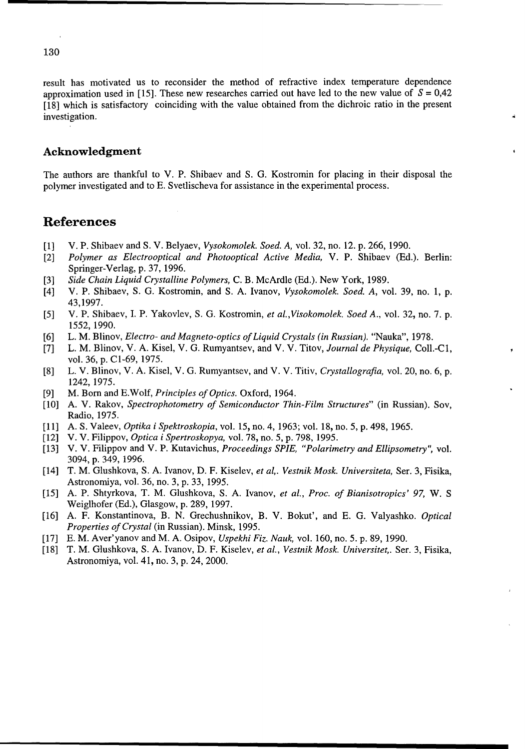result has motivated us to reconsider the method of refractive index temperature dependence approximation used in [15]. These new researches carried out have led to the new value of $S = 0{,}42$ [18] which is satisfactory coinciding with the value obtained from the dichroic ratio in the present investigation.

## Acknowledgment

The authors are thankful to V. P. Shibaev and S. G. Kostromin for placing in their disposal the polymer investigated and to E. Svetlischeva for assistance in the experimental process.

## References

[1] V. P. Shibaev and S. V. Belyaev, *Vysokomolek. Soed. A,* vol. 32, no. 12. p. 266, 1990.

[2] *Polymer as Electrooptical and Photooptical Active Media,* V. P. Shibaev (Ed.). Berlin: Springer-Verlag, p. 37, 1996.

[3] *Side Chain Liquid Crystalline Polymers,* C. B. McArdle (Ed.). New York, 1989.

[4] V. P. Shibaev, S. G. Kostromin, and S. A. Ivanov, *Vysokomolek. Soed. A,* vol. 39, no. 1, p. 43,1997.

[5] V. P. Shibaev, I. P. Yakovlev, S. G. Kostromin, *et al.,Visokomolek. Soed A.,* vol. 32, no. 7. p. 1552, 1990.

[6] L. M. Blinov, *Electro- and Magneto-optics of Liquid Crystals (in Russian).* "Nauka", 1978.

[7] L. M. Blinov, V. A. Kisel, V. G. Rumyantsev, and V. V. Titov, *Journal de Physique,* Coll.-C1, vol. 36, p. C1-69, 1975.

[8] L. V. Blinov, V. A. Kisel, V. G. Rumyantsev, and V. V. Titiv, *Crystallografia,* vol. 20, no. 6, p. 1242, 1975.

[9] M. Born and E.Wolf, *Principles of Optics.* Oxford, 1964.

[10] A. V. Rakov, *Spectrophotometry of Semiconductor Thin-Film Structures*" (in Russian). Sov, Radio, 1975.

[11] A. S. Valeev, *Optika i Spektroskopia,* vol. 15, no. 4, 1963; vol. 18, no. 5, p. 498, 1965.

[12] V. V. Filippov, *Optica i Spertroskopya,* vol. 78, no. 5, p. 798, 1995.

[13] V. V. Filippov and V. P. Kutavichus, *Proceedings SPIE, "Polarimetry and Ellipsometry",* vol. 3094, p. 349, 1996.

[14] T. M. Glushkova, S. A. Ivanov, D. F. Kiselev, *et al,. Vestnik Mosk. Universiteta,* Ser. 3, Fisika, Astronomiya, vol. 36, no. 3, p. 33, 1995.

[15] A. P. Shtyrkova, T. M. Glushkova, S. A. Ivanov, *et al., Proc. of Bianisotropics' 97,* W. S Weiglhofer (Ed.), Glasgow, p. 289, 1997.

[16] A. F. Konstantinova, B. N. Grechushnikov, B. V. Bokut', and E. G. Valyashko. *Optical Properties of Crystal* (in Russian). Minsk, 1995.

[17] E. M. Aver'yanov and M. A. Osipov, *Uspekhi Fiz. Nauk,* vol. 160, no. 5. p. 89, 1990.

[18] T. M. Glushkova, S. A. Ivanov, D. F. Kiselev, *et al., Vestnik Mosk. Universitet,.* Ser. 3, Fisika, Astronomiya, vol. 41, no. 3, p. 24, 2000.